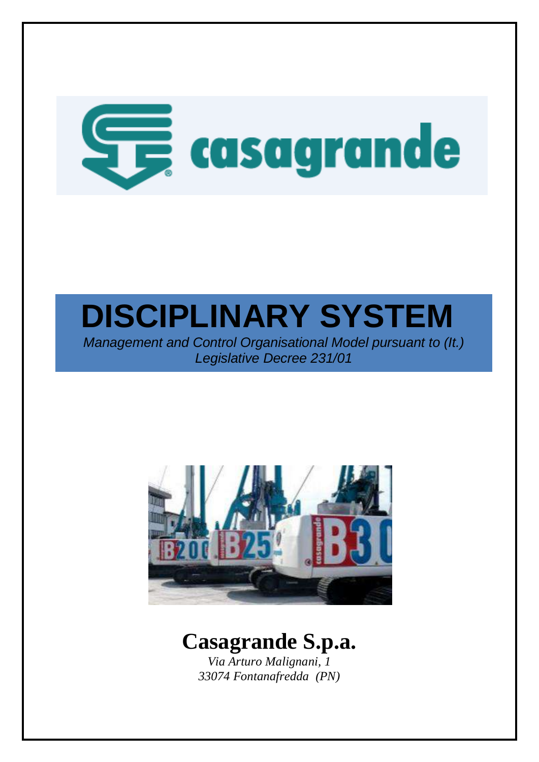casagrande

# DISCIPLINARY SYSTEM

*Management and Control Organisational Model pursuant to (It.) Legislative Decree 231/01*

**Casagrande S.p.a.**

*Via Arturo Malignani, 1*
*33074 Fontanafredda (PN)*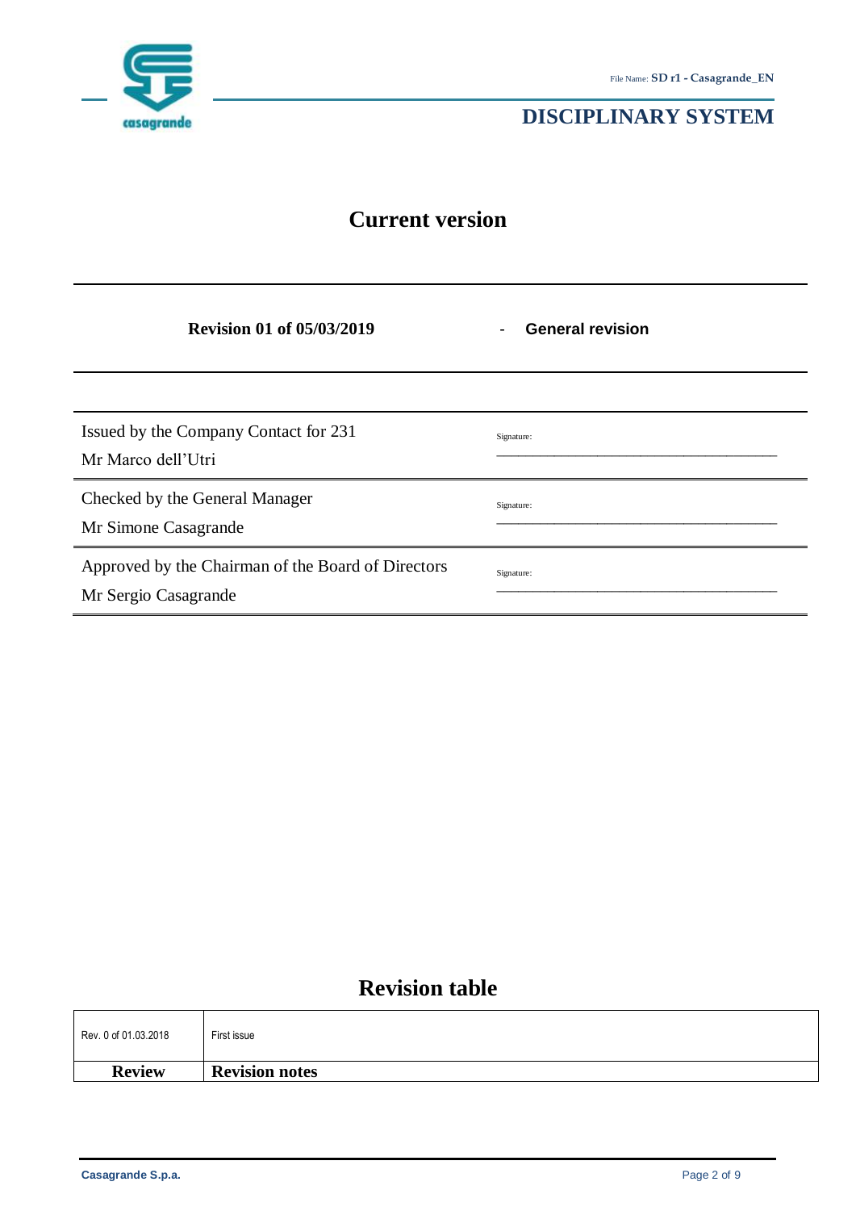# Current version

**Revision 01 of 05/03/2019** - **General revision**

| | |
|---|---|
| Issued by the Company Contact for 231<br>Mr Marco dell'Utri | Signature: |
| Checked by the General Manager<br>Mr Simone Casagrande | Signature: |
| Approved by the Chairman of the Board of Directors<br>Mr Sergio Casagrande | Signature: |

## Revision table

| Review | Revision notes |
|---|---|
| Rev. 0 of 01.03.2018 | First issue |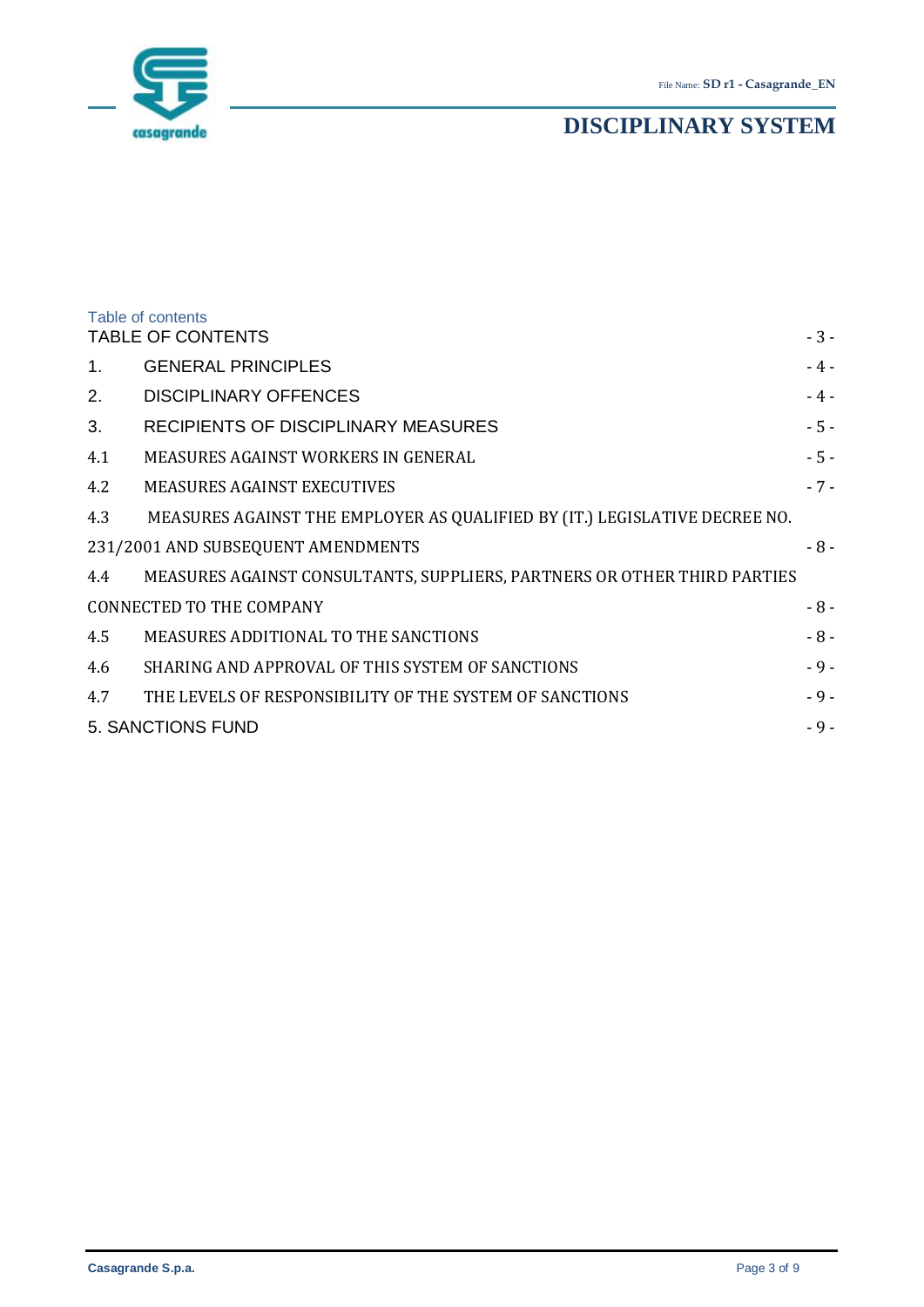Table of contents

| | | |
|---|---|---|
| TABLE OF CONTENTS | | - 3 - |
| 1. | GENERAL PRINCIPLES | - 4 - |
| 2. | DISCIPLINARY OFFENCES | - 4 - |
| 3. | RECIPIENTS OF DISCIPLINARY MEASURES | - 5 - |
| 4.1 | MEASURES AGAINST WORKERS IN GENERAL | - 5 - |
| 4.2 | MEASURES AGAINST EXECUTIVES | - 7 - |
| 4.3 | MEASURES AGAINST THE EMPLOYER AS QUALIFIED BY (IT.) LEGISLATIVE DECREE NO. 231/2001 AND SUBSEQUENT AMENDMENTS | - 8 - |
| 4.4 | MEASURES AGAINST CONSULTANTS, SUPPLIERS, PARTNERS OR OTHER THIRD PARTIES CONNECTED TO THE COMPANY | - 8 - |
| 4.5 | MEASURES ADDITIONAL TO THE SANCTIONS | - 8 - |
| 4.6 | SHARING AND APPROVAL OF THIS SYSTEM OF SANCTIONS | - 9 - |
| 4.7 | THE LEVELS OF RESPONSIBILITY OF THE SYSTEM OF SANCTIONS | - 9 - |
| 5. | SANCTIONS FUND | - 9 - |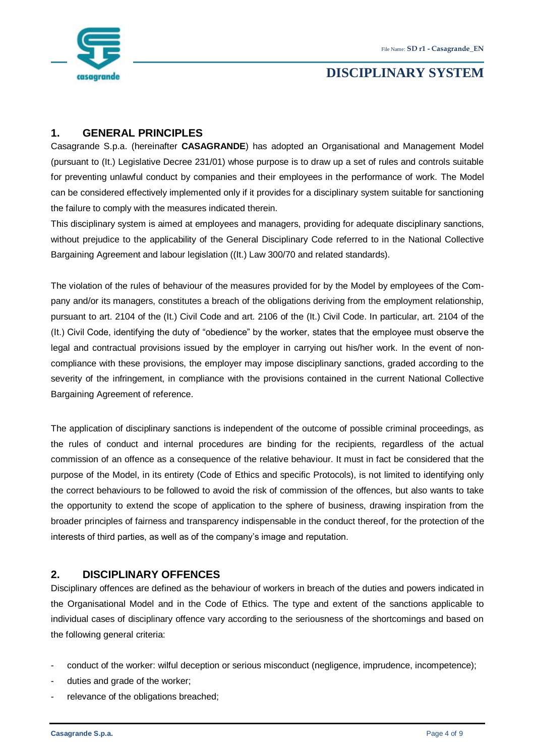## 1. GENERAL PRINCIPLES

Casagrande S.p.a. (hereinafter **CASAGRANDE**) has adopted an Organisational and Management Model (pursuant to (It.) Legislative Decree 231/01) whose purpose is to draw up a set of rules and controls suitable for preventing unlawful conduct by companies and their employees in the performance of work. The Model can be considered effectively implemented only if it provides for a disciplinary system suitable for sanctioning the failure to comply with the measures indicated therein.

This disciplinary system is aimed at employees and managers, providing for adequate disciplinary sanctions, without prejudice to the applicability of the General Disciplinary Code referred to in the National Collective Bargaining Agreement and labour legislation ((It.) Law 300/70 and related standards).

The violation of the rules of behaviour of the measures provided for by the Model by employees of the Company and/or its managers, constitutes a breach of the obligations deriving from the employment relationship, pursuant to art. 2104 of the (It.) Civil Code and art. 2106 of the (It.) Civil Code. In particular, art. 2104 of the (It.) Civil Code, identifying the duty of "obedience" by the worker, states that the employee must observe the legal and contractual provisions issued by the employer in carrying out his/her work. In the event of non-compliance with these provisions, the employer may impose disciplinary sanctions, graded according to the severity of the infringement, in compliance with the provisions contained in the current National Collective Bargaining Agreement of reference.

The application of disciplinary sanctions is independent of the outcome of possible criminal proceedings, as the rules of conduct and internal procedures are binding for the recipients, regardless of the actual commission of an offence as a consequence of the relative behaviour. It must in fact be considered that the purpose of the Model, in its entirety (Code of Ethics and specific Protocols), is not limited to identifying only the correct behaviours to be followed to avoid the risk of commission of the offences, but also wants to take the opportunity to extend the scope of application to the sphere of business, drawing inspiration from the broader principles of fairness and transparency indispensable in the conduct thereof, for the protection of the interests of third parties, as well as of the company's image and reputation.

## 2. DISCIPLINARY OFFENCES

Disciplinary offences are defined as the behaviour of workers in breach of the duties and powers indicated in the Organisational Model and in the Code of Ethics. The type and extent of the sanctions applicable to individual cases of disciplinary offence vary according to the seriousness of the shortcomings and based on the following general criteria:

- conduct of the worker: wilful deception or serious misconduct (negligence, imprudence, incompetence);
- duties and grade of the worker;
- relevance of the obligations breached;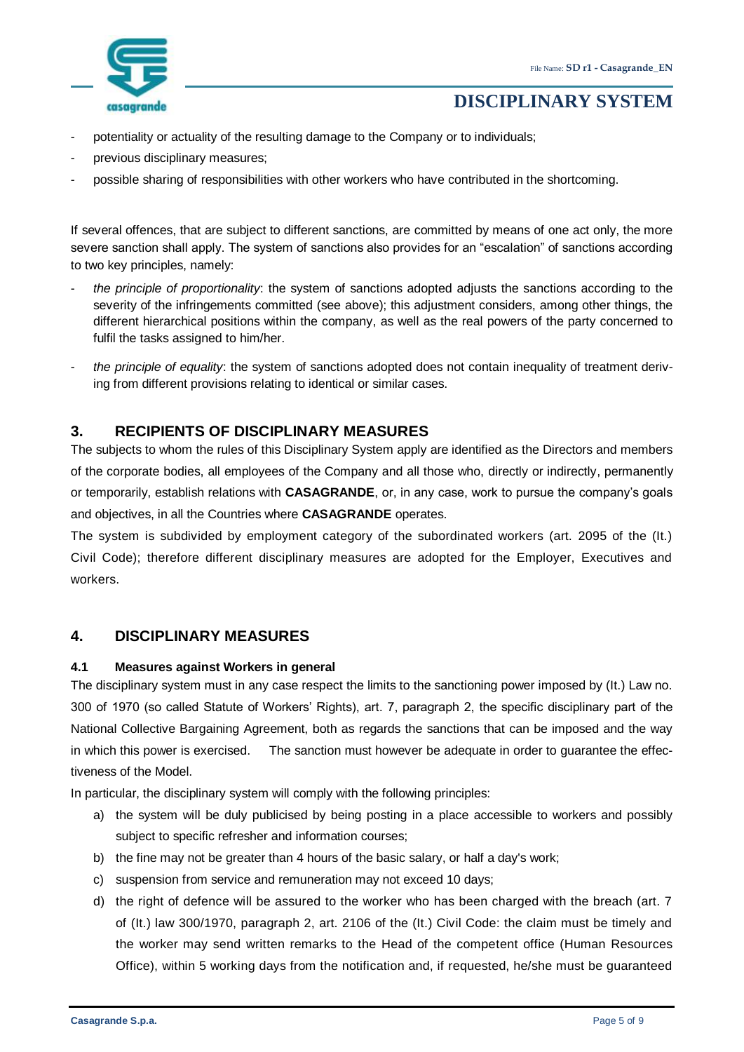- potentiality or actuality of the resulting damage to the Company or to individuals;
- previous disciplinary measures;
- possible sharing of responsibilities with other workers who have contributed in the shortcoming.

If several offences, that are subject to different sanctions, are committed by means of one act only, the more severe sanction shall apply. The system of sanctions also provides for an "escalation" of sanctions according to two key principles, namely:

- *the principle of proportionality*: the system of sanctions adopted adjusts the sanctions according to the severity of the infringements committed (see above); this adjustment considers, among other things, the different hierarchical positions within the company, as well as the real powers of the party concerned to fulfil the tasks assigned to him/her.
- *the principle of equality*: the system of sanctions adopted does not contain inequality of treatment deriving from different provisions relating to identical or similar cases.

## 3. RECIPIENTS OF DISCIPLINARY MEASURES

The subjects to whom the rules of this Disciplinary System apply are identified as the Directors and members of the corporate bodies, all employees of the Company and all those who, directly or indirectly, permanently or temporarily, establish relations with **CASAGRANDE**, or, in any case, work to pursue the company's goals and objectives, in all the Countries where **CASAGRANDE** operates.

The system is subdivided by employment category of the subordinated workers (art. 2095 of the (It.) Civil Code); therefore different disciplinary measures are adopted for the Employer, Executives and workers.

## 4. DISCIPLINARY MEASURES

### 4.1 Measures against Workers in general

The disciplinary system must in any case respect the limits to the sanctioning power imposed by (It.) Law no. 300 of 1970 (so called Statute of Workers' Rights), art. 7, paragraph 2, the specific disciplinary part of the National Collective Bargaining Agreement, both as regards the sanctions that can be imposed and the way in which this power is exercised. The sanction must however be adequate in order to guarantee the effectiveness of the Model.

In particular, the disciplinary system will comply with the following principles:

a) the system will be duly publicised by being posting in a place accessible to workers and possibly subject to specific refresher and information courses;
b) the fine may not be greater than 4 hours of the basic salary, or half a day's work;
c) suspension from service and remuneration may not exceed 10 days;
d) the right of defence will be assured to the worker who has been charged with the breach (art. 7 of (It.) law 300/1970, paragraph 2, art. 2106 of the (It.) Civil Code: the claim must be timely and the worker may send written remarks to the Head of the competent office (Human Resources Office), within 5 working days from the notification and, if requested, he/she must be guaranteed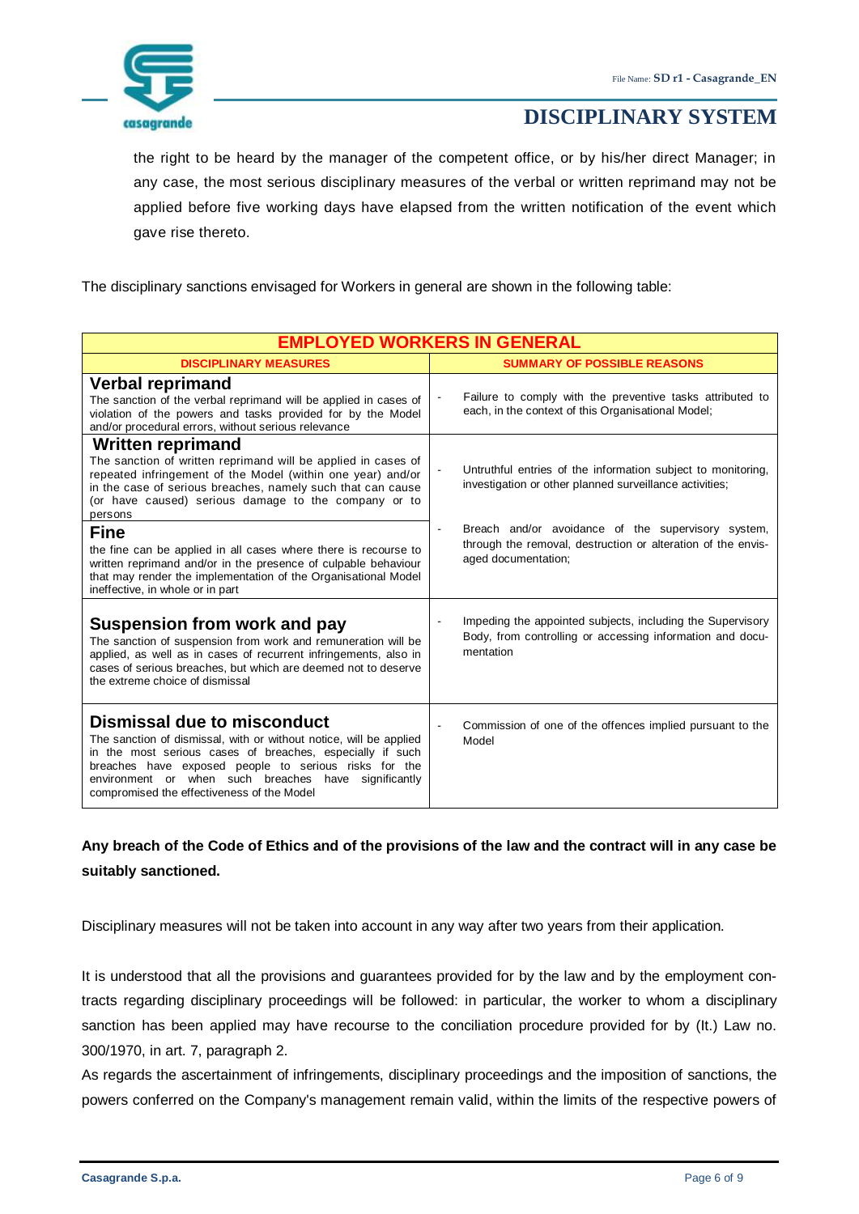the right to be heard by the manager of the competent office, or by his/her direct Manager; in any case, the most serious disciplinary measures of the verbal or written reprimand may not be applied before five working days have elapsed from the written notification of the event which gave rise thereto.

The disciplinary sanctions envisaged for Workers in general are shown in the following table:

| EMPLOYED WORKERS IN GENERAL | |
|---|---|
| **DISCIPLINARY MEASURES** | **SUMMARY OF POSSIBLE REASONS** |
| **Verbal reprimand**<br>The sanction of the verbal reprimand will be applied in cases of violation of the powers and tasks provided for by the Model and/or procedural errors, without serious relevance | - Failure to comply with the preventive tasks attributed to each, in the context of this Organisational Model; |
| **Written reprimand**<br>The sanction of written reprimand will be applied in cases of repeated infringement of the Model (within one year) and/or in the case of serious breaches, namely such that can cause (or have caused) serious damage to the company or to persons<br>**Fine**<br>the fine can be applied in all cases where there is recourse to written reprimand and/or in the presence of culpable behaviour that may render the implementation of the Organisational Model ineffective, in whole or in part | - Untruthful entries of the information subject to monitoring, investigation or other planned surveillance activities;<br>- Breach and/or avoidance of the supervisory system, through the removal, destruction or alteration of the envisaged documentation; |
| **Suspension from work and pay**<br>The sanction of suspension from work and remuneration will be applied, as well as in cases of recurrent infringements, also in cases of serious breaches, but which are deemed not to deserve the extreme choice of dismissal | - Impeding the appointed subjects, including the Supervisory Body, from controlling or accessing information and documentation |
| **Dismissal due to misconduct**<br>The sanction of dismissal, with or without notice, will be applied in the most serious cases of breaches, especially if such breaches have exposed people to serious risks for the environment or when such breaches have significantly compromised the effectiveness of the Model | - Commission of one of the offences implied pursuant to the Model |

**Any breach of the Code of Ethics and of the provisions of the law and the contract will in any case be suitably sanctioned.**

Disciplinary measures will not be taken into account in any way after two years from their application.

It is understood that all the provisions and guarantees provided for by the law and by the employment contracts regarding disciplinary proceedings will be followed: in particular, the worker to whom a disciplinary sanction has been applied may have recourse to the conciliation procedure provided for by (It.) Law no. 300/1970, in art. 7, paragraph 2.

As regards the ascertainment of infringements, disciplinary proceedings and the imposition of sanctions, the powers conferred on the Company's management remain valid, within the limits of the respective powers of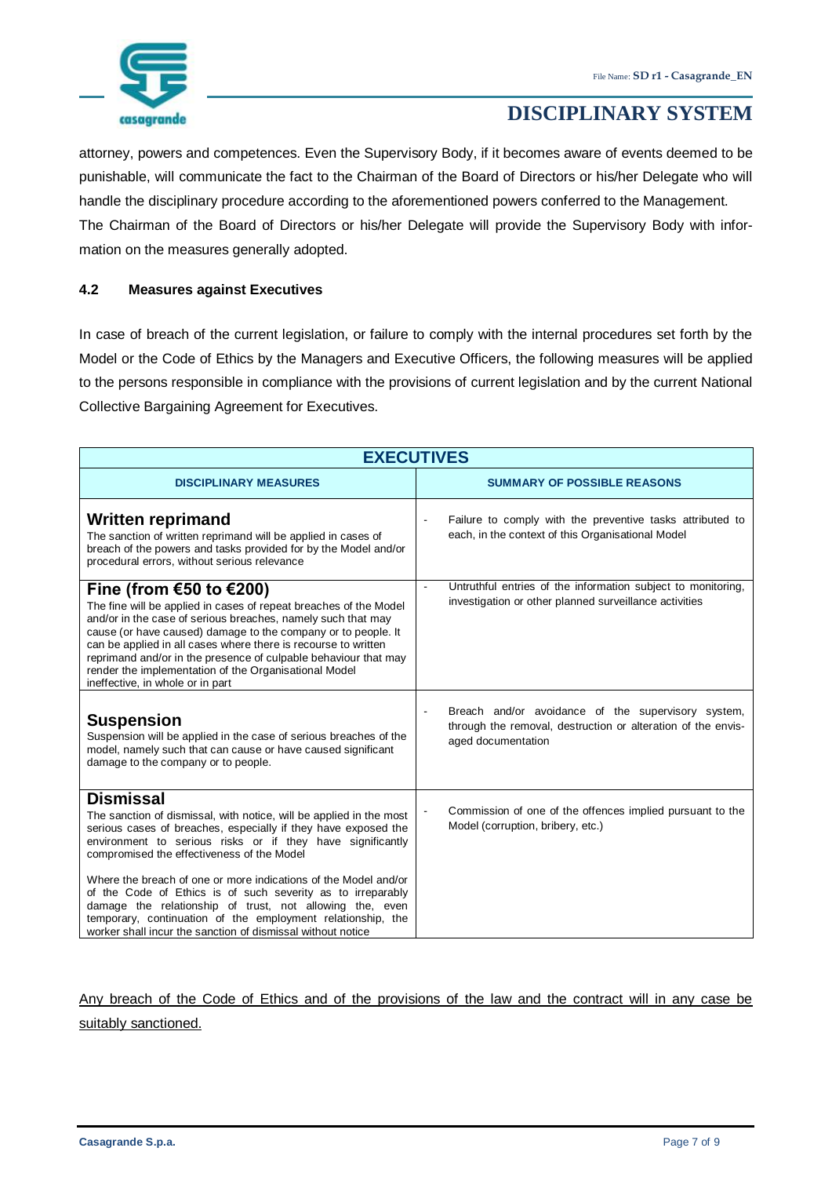attorney, powers and competences. Even the Supervisory Body, if it becomes aware of events deemed to be punishable, will communicate the fact to the Chairman of the Board of Directors or his/her Delegate who will handle the disciplinary procedure according to the aforementioned powers conferred to the Management. The Chairman of the Board of Directors or his/her Delegate will provide the Supervisory Body with information on the measures generally adopted.

### 4.2 Measures against Executives

In case of breach of the current legislation, or failure to comply with the internal procedures set forth by the Model or the Code of Ethics by the Managers and Executive Officers, the following measures will be applied to the persons responsible in compliance with the provisions of current legislation and by the current National Collective Bargaining Agreement for Executives.

| **EXECUTIVES** | |
|---|---|
| **DISCIPLINARY MEASURES** | **SUMMARY OF POSSIBLE REASONS** |
| **Written reprimand**<br>The sanction of written reprimand will be applied in cases of breach of the powers and tasks provided for by the Model and/or procedural errors, without serious relevance | - Failure to comply with the preventive tasks attributed to each, in the context of this Organisational Model |
| **Fine (from €50 to €200)**<br>The fine will be applied in cases of repeat breaches of the Model and/or in the case of serious breaches, namely such that may cause (or have caused) damage to the company or to people. It can be applied in all cases where there is recourse to written reprimand and/or in the presence of culpable behaviour that may render the implementation of the Organisational Model ineffective, in whole or in part | - Untruthful entries of the information subject to monitoring, investigation or other planned surveillance activities |
| **Suspension**<br>Suspension will be applied in the case of serious breaches of the model, namely such that can cause or have caused significant damage to the company or to people. | - Breach and/or avoidance of the supervisory system, through the removal, destruction or alteration of the envisaged documentation |
| **Dismissal**<br>The sanction of dismissal, with notice, will be applied in the most serious cases of breaches, especially if they have exposed the environment to serious risks or if they have significantly compromised the effectiveness of the Model<br><br>Where the breach of one or more indications of the Model and/or of the Code of Ethics is of such severity as to irreparably damage the relationship of trust, not allowing the, even temporary, continuation of the employment relationship, the worker shall incur the sanction of dismissal without notice | - Commission of one of the offences implied pursuant to the Model (corruption, bribery, etc.) |

<u>Any breach of the Code of Ethics and of the provisions of the law and the contract will in any case be suitably sanctioned.</u>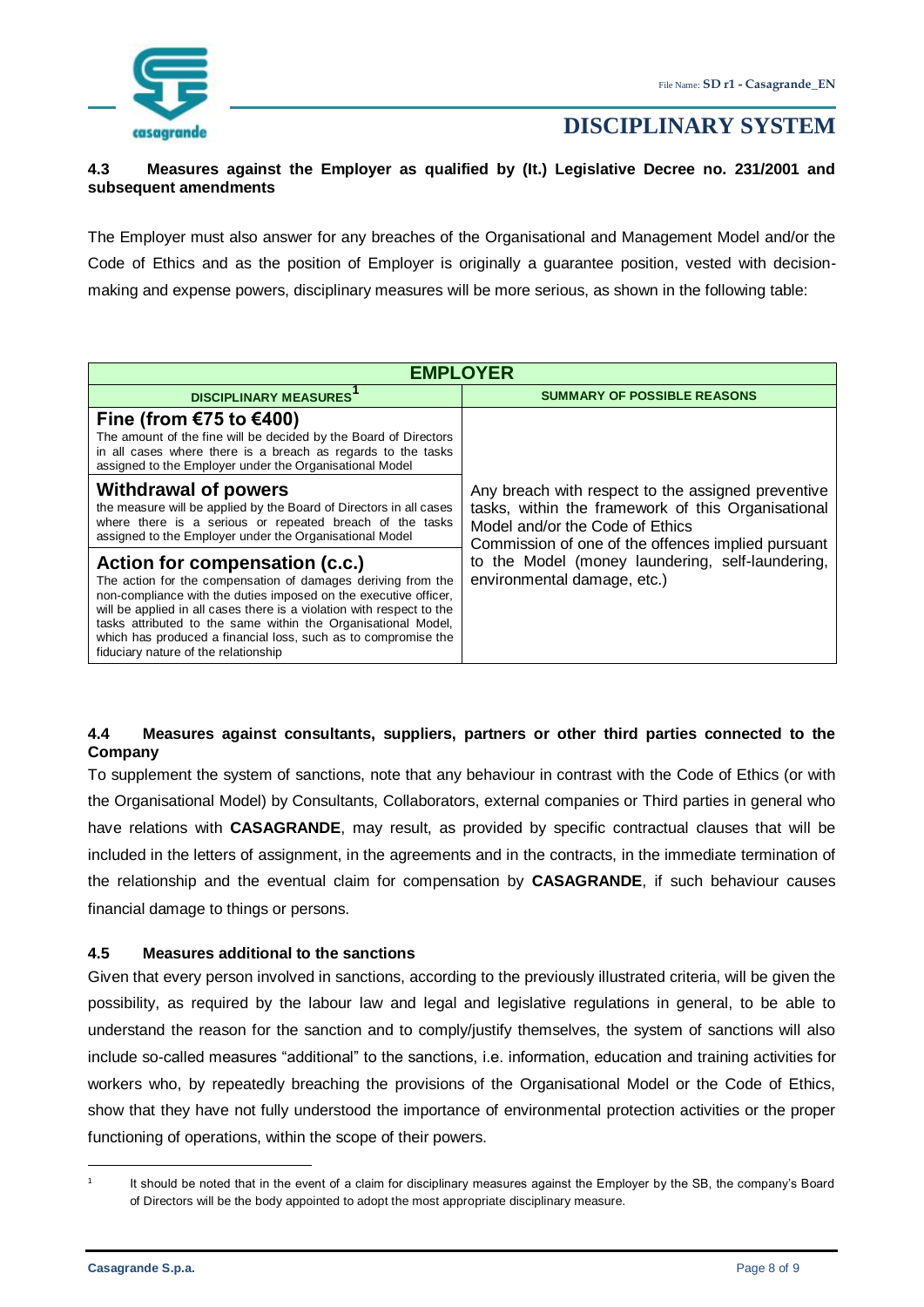#### 4.3 Measures against the Employer as qualified by (It.) Legislative Decree no. 231/2001 and subsequent amendments

The Employer must also answer for any breaches of the Organisational and Management Model and/or the Code of Ethics and as the position of Employer is originally a guarantee position, vested with decision-making and expense powers, disciplinary measures will be more serious, as shown in the following table:

| EMPLOYER | |
|---|---|
| **DISCIPLINARY MEASURES**[1] | **SUMMARY OF POSSIBLE REASONS** |
| **Fine (from €75 to €400)**<br>The amount of the fine will be decided by the Board of Directors in all cases where there is a breach as regards to the tasks assigned to the Employer under the Organisational Model | Any breach with respect to the assigned preventive tasks, within the framework of this Organisational Model and/or the Code of Ethics<br>Commission of one of the offences implied pursuant to the Model (money laundering, self-laundering, environmental damage, etc.) |
| **Withdrawal of powers**<br>the measure will be applied by the Board of Directors in all cases where there is a serious or repeated breach of the tasks assigned to the Employer under the Organisational Model | |
| **Action for compensation (c.c.)**<br>The action for the compensation of damages deriving from the non-compliance with the duties imposed on the executive officer, will be applied in all cases there is a violation with respect to the tasks attributed to the same within the Organisational Model, which has produced a financial loss, such as to compromise the fiduciary nature of the relationship | |

#### 4.4 Measures against consultants, suppliers, partners or other third parties connected to the Company

To supplement the system of sanctions, note that any behaviour in contrast with the Code of Ethics (or with the Organisational Model) by Consultants, Collaborators, external companies or Third parties in general who have relations with **CASAGRANDE**, may result, as provided by specific contractual clauses that will be included in the letters of assignment, in the agreements and in the contracts, in the immediate termination of the relationship and the eventual claim for compensation by **CASAGRANDE**, if such behaviour causes financial damage to things or persons.

#### 4.5 Measures additional to the sanctions

Given that every person involved in sanctions, according to the previously illustrated criteria, will be given the possibility, as required by the labour law and legal and legislative regulations in general, to be able to understand the reason for the sanction and to comply/justify themselves, the system of sanctions will also include so-called measures "additional" to the sanctions, i.e. information, education and training activities for workers who, by repeatedly breaching the provisions of the Organisational Model or the Code of Ethics, show that they have not fully understood the importance of environmental protection activities or the proper functioning of operations, within the scope of their powers.

---

[1] It should be noted that in the event of a claim for disciplinary measures against the Employer by the SB, the company's Board of Directors will be the body appointed to adopt the most appropriate disciplinary measure.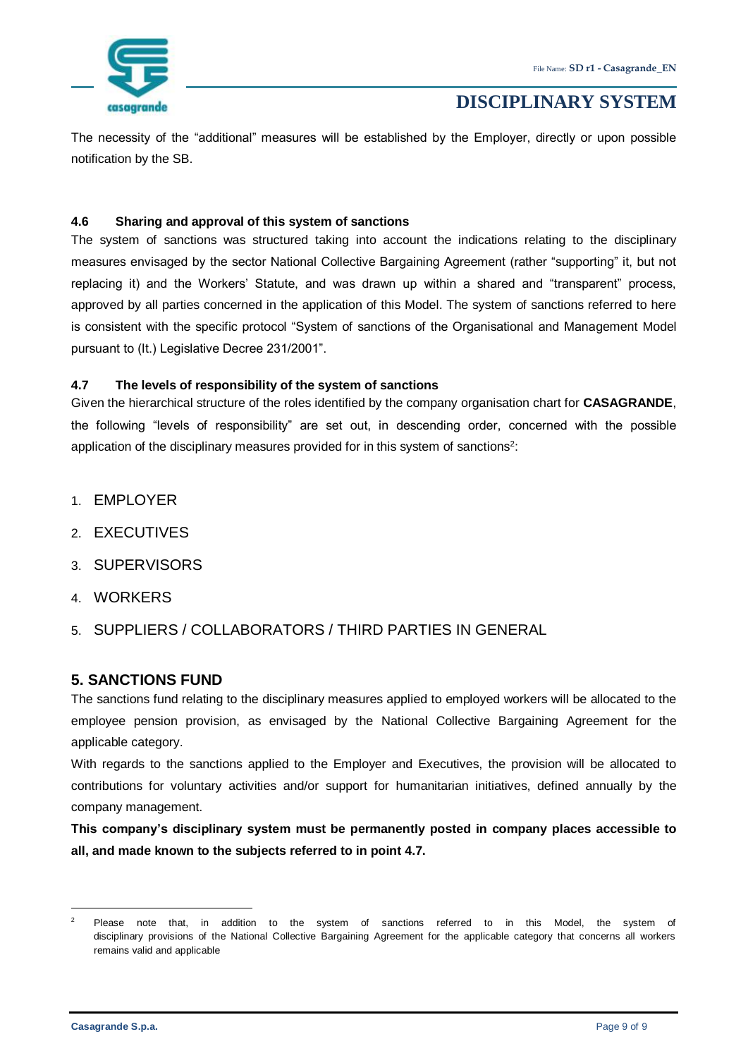The necessity of the "additional" measures will be established by the Employer, directly or upon possible notification by the SB.

### 4.6 Sharing and approval of this system of sanctions

The system of sanctions was structured taking into account the indications relating to the disciplinary measures envisaged by the sector National Collective Bargaining Agreement (rather "supporting" it, but not replacing it) and the Workers' Statute, and was drawn up within a shared and "transparent" process, approved by all parties concerned in the application of this Model. The system of sanctions referred to here is consistent with the specific protocol "System of sanctions of the Organisational and Management Model pursuant to (It.) Legislative Decree 231/2001".

### 4.7 The levels of responsibility of the system of sanctions

Given the hierarchical structure of the roles identified by the company organisation chart for **CASAGRANDE**, the following "levels of responsibility" are set out, in descending order, concerned with the possible application of the disciplinary measures provided for in this system of sanctions[2]:

1. EMPLOYER
2. EXECUTIVES
3. SUPERVISORS
4. WORKERS
5. SUPPLIERS / COLLABORATORS / THIRD PARTIES IN GENERAL

## 5. SANCTIONS FUND

The sanctions fund relating to the disciplinary measures applied to employed workers will be allocated to the employee pension provision, as envisaged by the National Collective Bargaining Agreement for the applicable category.

With regards to the sanctions applied to the Employer and Executives, the provision will be allocated to contributions for voluntary activities and/or support for humanitarian initiatives, defined annually by the company management.

**This company's disciplinary system must be permanently posted in company places accessible to all, and made known to the subjects referred to in point 4.7.**

---

[2] Please note that, in addition to the system of sanctions referred to in this Model, the system of disciplinary provisions of the National Collective Bargaining Agreement for the applicable category that concerns all workers remains valid and applicable